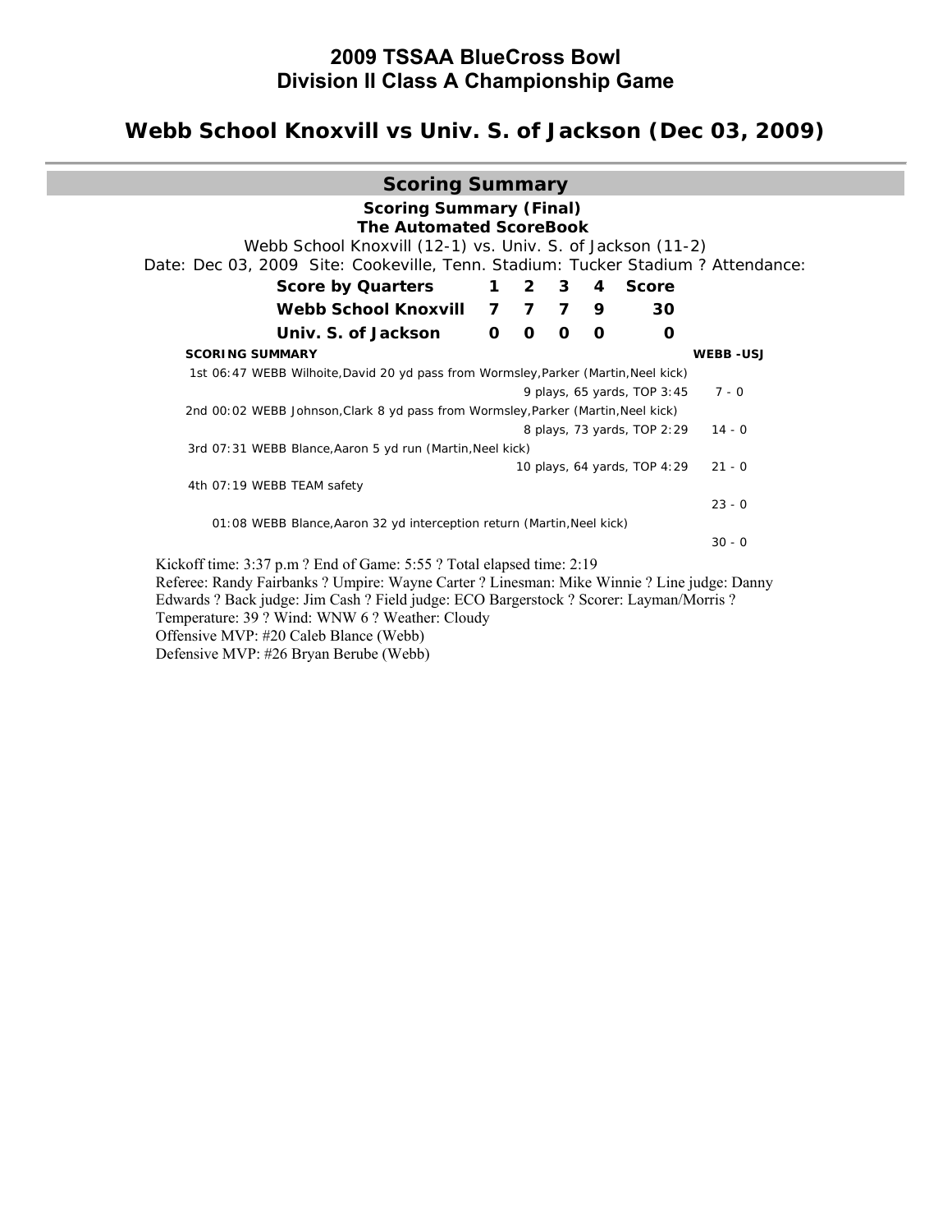# 2009 TSSAA BlueCross Bowl
# Division II Class A Championship Game

## Webb School Knoxvill vs Univ. S. of Jackson (Dec 03, 2009)

### Scoring Summary

**Scoring Summary (Final)**
**The Automated ScoreBook**
Webb School Knoxvill (12-1) vs. Univ. S. of Jackson (11-2)
Date: Dec 03, 2009 Site: Cookeville, Tenn. Stadium: Tucker Stadium ? Attendance:

| Score by Quarters | 1 | 2 | 3 | 4 | Score |
|---|---|---|---|---|---|
| Webb School Knoxvill | 7 | 7 | 7 | 9 | 30 |
| Univ. S. of Jackson | 0 | 0 | 0 | 0 | 0 |

| SCORING SUMMARY | | WEBB -USJ |
|---|---|---|
| 1st 06:47 WEBB Wilhoite,David 20 yd pass from Wormsley,Parker (Martin,Neel kick) | 9 plays, 65 yards, TOP 3:45 | 7 - 0 |
| 2nd 00:02 WEBB Johnson,Clark 8 yd pass from Wormsley,Parker (Martin,Neel kick) | 8 plays, 73 yards, TOP 2:29 | 14 - 0 |
| 3rd 07:31 WEBB Blance,Aaron 5 yd run (Martin,Neel kick) | 10 plays, 64 yards, TOP 4:29 | 21 - 0 |
| 4th 07:19 WEBB TEAM safety | | 23 - 0 |
| 01:08 WEBB Blance,Aaron 32 yd interception return (Martin,Neel kick) | | 30 - 0 |

Kickoff time: 3:37 p.m ? End of Game: 5:55 ? Total elapsed time: 2:19
Referee: Randy Fairbanks ? Umpire: Wayne Carter ? Linesman: Mike Winnie ? Line judge: Danny Edwards ? Back judge: Jim Cash ? Field judge: ECO Bargerstock ? Scorer: Layman/Morris ?
Temperature: 39 ? Wind: WNW 6 ? Weather: Cloudy
Offensive MVP: #20 Caleb Blance (Webb)
Defensive MVP: #26 Bryan Berube (Webb)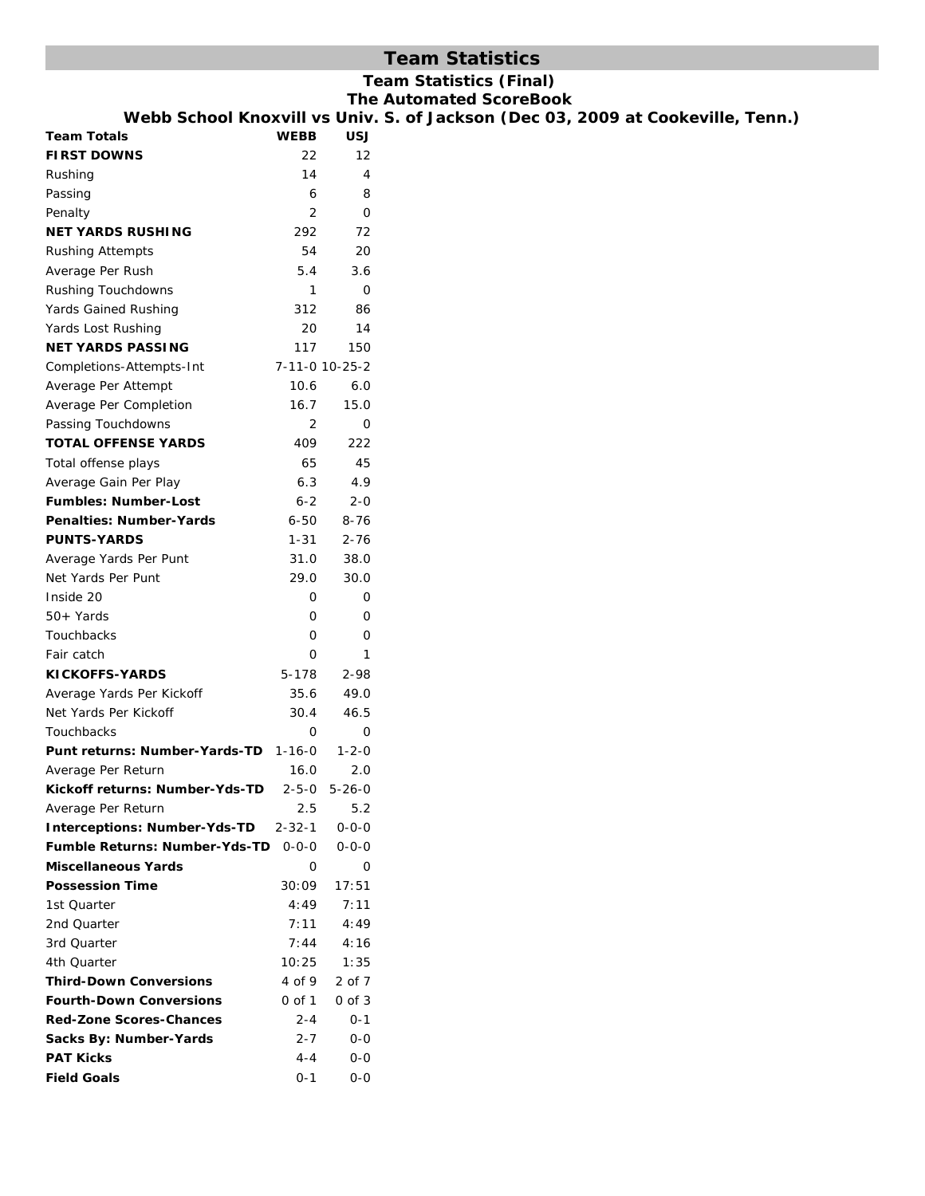# Team Statistics

**Team Statistics (Final)**
**The Automated ScoreBook**
**Webb School Knoxvill vs Univ. S. of Jackson (Dec 03, 2009 at Cookeville, Tenn.)**

| Team Totals | WEBB | USJ |
|---|---|---|
| **FIRST DOWNS** | 22 | 12 |
| Rushing | 14 | 4 |
| Passing | 6 | 8 |
| Penalty | 2 | 0 |
| **NET YARDS RUSHING** | 292 | 72 |
| Rushing Attempts | 54 | 20 |
| Average Per Rush | 5.4 | 3.6 |
| Rushing Touchdowns | 1 | 0 |
| Yards Gained Rushing | 312 | 86 |
| Yards Lost Rushing | 20 | 14 |
| **NET YARDS PASSING** | 117 | 150 |
| Completions-Attempts-Int | 7-11-0 | 10-25-2 |
| Average Per Attempt | 10.6 | 6.0 |
| Average Per Completion | 16.7 | 15.0 |
| Passing Touchdowns | 2 | 0 |
| **TOTAL OFFENSE YARDS** | 409 | 222 |
| Total offense plays | 65 | 45 |
| Average Gain Per Play | 6.3 | 4.9 |
| **Fumbles: Number-Lost** | 6-2 | 2-0 |
| **Penalties: Number-Yards** | 6-50 | 8-76 |
| **PUNTS-YARDS** | 1-31 | 2-76 |
| Average Yards Per Punt | 31.0 | 38.0 |
| Net Yards Per Punt | 29.0 | 30.0 |
| Inside 20 | 0 | 0 |
| 50+ Yards | 0 | 0 |
| Touchbacks | 0 | 0 |
| Fair catch | 0 | 1 |
| **KICKOFFS-YARDS** | 5-178 | 2-98 |
| Average Yards Per Kickoff | 35.6 | 49.0 |
| Net Yards Per Kickoff | 30.4 | 46.5 |
| Touchbacks | 0 | 0 |
| **Punt returns: Number-Yards-TD** | 1-16-0 | 1-2-0 |
| Average Per Return | 16.0 | 2.0 |
| **Kickoff returns: Number-Yds-TD** | 2-5-0 | 5-26-0 |
| Average Per Return | 2.5 | 5.2 |
| **Interceptions: Number-Yds-TD** | 2-32-1 | 0-0-0 |
| **Fumble Returns: Number-Yds-TD** | 0-0-0 | 0-0-0 |
| **Miscellaneous Yards** | 0 | 0 |
| **Possession Time** | 30:09 | 17:51 |
| 1st Quarter | 4:49 | 7:11 |
| 2nd Quarter | 7:11 | 4:49 |
| 3rd Quarter | 7:44 | 4:16 |
| 4th Quarter | 10:25 | 1:35 |
| **Third-Down Conversions** | 4 of 9 | 2 of 7 |
| **Fourth-Down Conversions** | 0 of 1 | 0 of 3 |
| **Red-Zone Scores-Chances** | 2-4 | 0-1 |
| **Sacks By: Number-Yards** | 2-7 | 0-0 |
| **PAT Kicks** | 4-4 | 0-0 |
| **Field Goals** | 0-1 | 0-0 |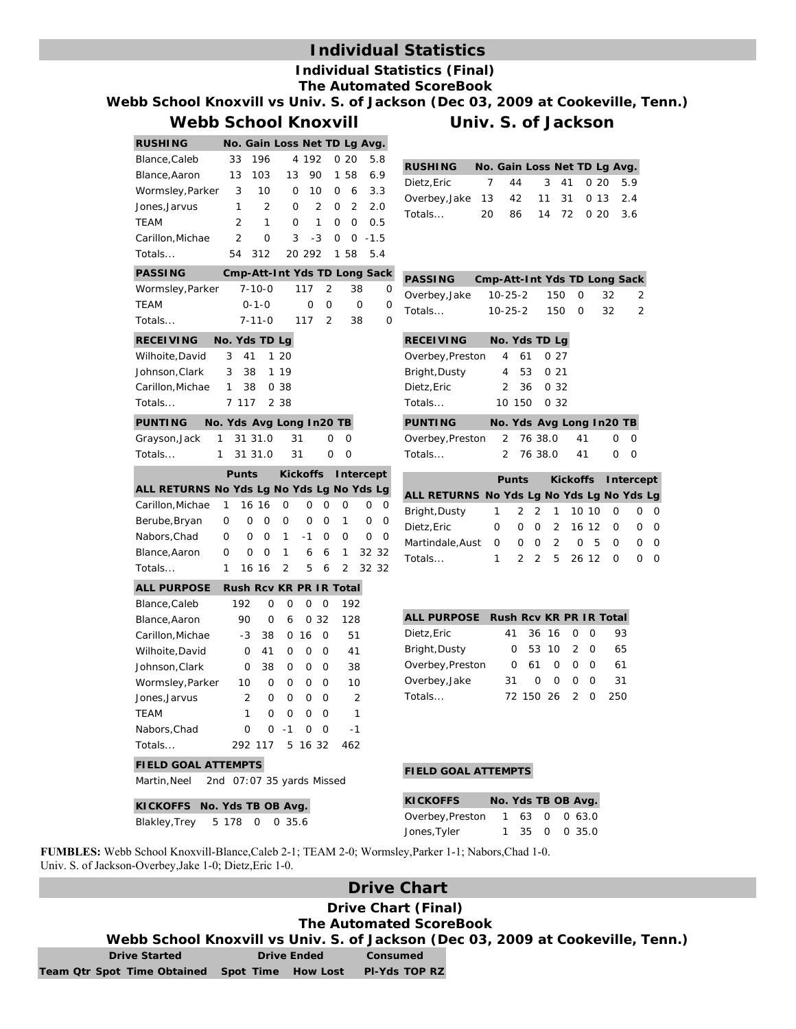# Individual Statistics

### Individual Statistics (Final)
### The Automated ScoreBook
### Webb School Knoxvill vs Univ. S. of Jackson (Dec 03, 2009 at Cookeville, Tenn.)

## Webb School Knoxvill

| RUSHING | No. | Gain | Loss | Net | TD | Lg | Avg. |
|---|---|---|---|---|---|---|---|
| Blance,Caleb | 33 | 196 | 4 | 192 | 0 | 20 | 5.8 |
| Blance,Aaron | 13 | 103 | 13 | 90 | 1 | 58 | 6.9 |
| Wormsley,Parker | 3 | 10 | 0 | 10 | 0 | 6 | 3.3 |
| Jones,Jarvus | 1 | 2 | 0 | 2 | 0 | 2 | 2.0 |
| TEAM | 2 | 1 | 0 | 1 | 0 | 0 | 0.5 |
| Carillon,Michae | 2 | 0 | 3 | -3 | 0 | 0 | -1.5 |
| Totals... | 54 | 312 | 20 | 292 | 1 | 58 | 5.4 |

| PASSING | Cmp-Att-Int | Yds | TD | Long | Sack |
|---|---|---|---|---|---|
| Wormsley,Parker | 7-10-0 | 117 | 2 | 38 | 0 |
| TEAM | 0-1-0 | 0 | 0 | 0 | 0 |
| Totals... | 7-11-0 | 117 | 2 | 38 | 0 |

| RECEIVING | No. | Yds | TD | Lg |
|---|---|---|---|---|
| Wilhoite,David | 3 | 41 | 1 | 20 |
| Johnson,Clark | 3 | 38 | 1 | 19 |
| Carillon,Michae | 1 | 38 | 0 | 38 |
| Totals... | 7 | 117 | 2 | 38 |

| PUNTING | No. | Yds | Avg | Long | In20 | TB |
|---|---|---|---|---|---|---|
| Grayson,Jack | 1 | 31 | 31.0 | 31 | 0 | 0 |
| Totals... | 1 | 31 | 31.0 | 31 | 0 | 0 |

| | Punts | | | Kickoffs | | | Intercept | | |
|---|---|---|---|---|---|---|---|---|---|
| ALL RETURNS | No | Yds | Lg | No | Yds | Lg | No | Yds | Lg |
| Carillon,Michae | 1 | 16 | 16 | 0 | 0 | 0 | 0 | 0 | 0 |
| Berube,Bryan | 0 | 0 | 0 | 0 | 0 | 0 | 1 | 0 | 0 |
| Nabors,Chad | 0 | 0 | 0 | 1 | -1 | 0 | 0 | 0 | 0 |
| Blance,Aaron | 0 | 0 | 0 | 1 | 6 | 6 | 1 | 32 | 32 |
| Totals... | 1 | 16 | 16 | 2 | 5 | 6 | 2 | 32 | 32 |

| ALL PURPOSE | Rush | Rcv | KR | PR | IR | Total |
|---|---|---|---|---|---|---|
| Blance,Caleb | 192 | 0 | 0 | 0 | 0 | 192 |
| Blance,Aaron | 90 | 0 | 6 | 0 | 32 | 128 |
| Carillon,Michae | -3 | 38 | 0 | 16 | 0 | 51 |
| Wilhoite,David | 0 | 41 | 0 | 0 | 0 | 41 |
| Johnson,Clark | 0 | 38 | 0 | 0 | 0 | 38 |
| Wormsley,Parker | 10 | 0 | 0 | 0 | 0 | 10 |
| Jones,Jarvus | 2 | 0 | 0 | 0 | 0 | 2 |
| TEAM | 1 | 0 | 0 | 0 | 0 | 1 |
| Nabors,Chad | 0 | 0 | -1 | 0 | 0 | -1 |
| Totals... | 292 | 117 | 5 | 16 | 32 | 462 |

**FIELD GOAL ATTEMPTS**

Martin,Neel 2nd 07:07 35 yards Missed

| KICKOFFS | No. | Yds | TB | OB | Avg. |
|---|---|---|---|---|---|
| Blakley,Trey | 5 | 178 | 0 | 0 | 35.6 |

## Univ. S. of Jackson

| RUSHING | No. | Gain | Loss | Net | TD | Lg | Avg. |
|---|---|---|---|---|---|---|---|
| Dietz,Eric | 7 | 44 | 3 | 41 | 0 | 20 | 5.9 |
| Overbey,Jake | 13 | 42 | 11 | 31 | 0 | 13 | 2.4 |
| Totals... | 20 | 86 | 14 | 72 | 0 | 20 | 3.6 |

| PASSING | Cmp-Att-Int | Yds | TD | Long | Sack |
|---|---|---|---|---|---|
| Overbey,Jake | 10-25-2 | 150 | 0 | 32 | 2 |
| Totals... | 10-25-2 | 150 | 0 | 32 | 2 |

| RECEIVING | No. | Yds | TD | Lg |
|---|---|---|---|---|
| Overbey,Preston | 4 | 61 | 0 | 27 |
| Bright,Dusty | 4 | 53 | 0 | 21 |
| Dietz,Eric | 2 | 36 | 0 | 32 |
| Totals... | 10 | 150 | 0 | 32 |

| PUNTING | No. | Yds | Avg | Long | In20 | TB |
|---|---|---|---|---|---|---|
| Overbey,Preston | 2 | 76 | 38.0 | 41 | 0 | 0 |
| Totals... | 2 | 76 | 38.0 | 41 | 0 | 0 |

| | Punts | | | Kickoffs | | | Intercept | | |
|---|---|---|---|---|---|---|---|---|---|
| ALL RETURNS | No | Yds | Lg | No | Yds | Lg | No | Yds | Lg |
| Bright,Dusty | 1 | 2 | 2 | 1 | 10 | 10 | 0 | 0 | 0 |
| Dietz,Eric | 0 | 0 | 0 | 2 | 16 | 12 | 0 | 0 | 0 |
| Martindale,Aust | 0 | 0 | 0 | 2 | 0 | 5 | 0 | 0 | 0 |
| Totals... | 1 | 2 | 2 | 5 | 26 | 12 | 0 | 0 | 0 |

| ALL PURPOSE | Rush | Rcv | KR | PR | IR | Total |
|---|---|---|---|---|---|---|
| Dietz,Eric | 41 | 36 | 16 | 0 | 0 | 93 |
| Bright,Dusty | 0 | 53 | 10 | 2 | 0 | 65 |
| Overbey,Preston | 0 | 61 | 0 | 0 | 0 | 61 |
| Overbey,Jake | 31 | 0 | 0 | 0 | 0 | 31 |
| Totals... | 72 | 150 | 26 | 2 | 0 | 250 |

**FIELD GOAL ATTEMPTS**

| KICKOFFS | No. | Yds | TB | OB | Avg. |
|---|---|---|---|---|---|
| Overbey,Preston | 1 | 63 | 0 | 0 | 63.0 |
| Jones,Tyler | 1 | 35 | 0 | 0 | 35.0 |

**FUMBLES:** Webb School Knoxvill-Blance,Caleb 2-1; TEAM 2-0; Wormsley,Parker 1-1; Nabors,Chad 1-0.
Univ. S. of Jackson-Overbey,Jake 1-0; Dietz,Eric 1-0.

# Drive Chart

### Drive Chart (Final)
### The Automated ScoreBook
### Webb School Knoxvill vs Univ. S. of Jackson (Dec 03, 2009 at Cookeville, Tenn.)

| Drive Started | | | | Drive Ended | | | Consumed | | |
|---|---|---|---|---|---|---|---|---|---|
| Team | Qtr | Spot | Time Obtained | Spot | Time | How Lost | Pl-Yds | TOP | RZ |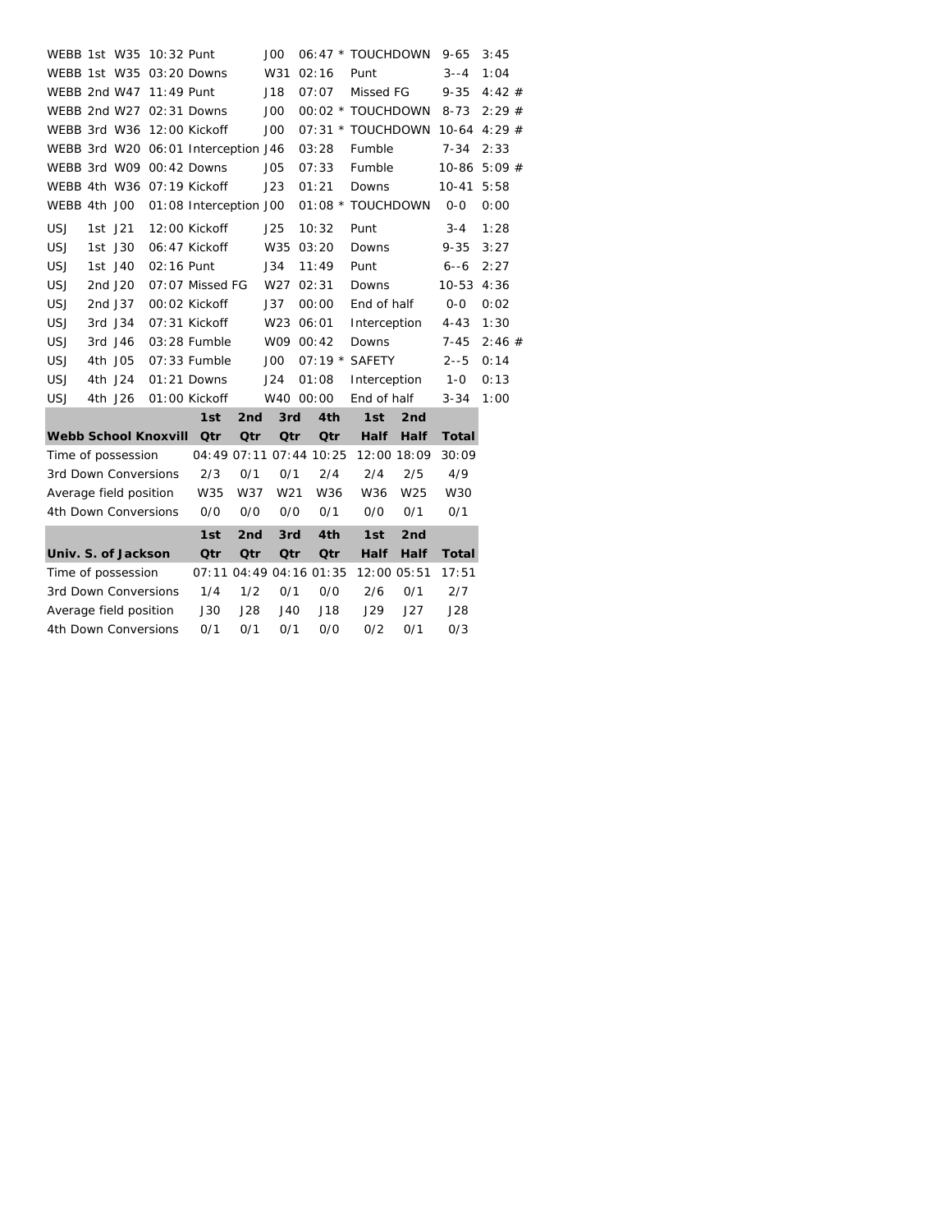| Team | Qtr | Start | Time | How obtained | End | Time | How lost | Plays-Yds | TOP |
|---|---|---|---|---|---|---|---|---|---|
| WEBB | 1st | W35 | 10:32 | Punt | J00 | 06:47 | * TOUCHDOWN | 9-65 | 3:45 |
| WEBB | 1st | W35 | 03:20 | Downs | W31 | 02:16 | Punt | 3--4 | 1:04 |
| WEBB | 2nd | W47 | 11:49 | Punt | J18 | 07:07 | Missed FG | 9-35 | 4:42 # |
| WEBB | 2nd | W27 | 02:31 | Downs | J00 | 00:02 | * TOUCHDOWN | 8-73 | 2:29 # |
| WEBB | 3rd | W36 | 12:00 | Kickoff | J00 | 07:31 | * TOUCHDOWN | 10-64 | 4:29 # |
| WEBB | 3rd | W20 | 06:01 | Interception | J46 | 03:28 | Fumble | 7-34 | 2:33 |
| WEBB | 3rd | W09 | 00:42 | Downs | J05 | 07:33 | Fumble | 10-86 | 5:09 # |
| WEBB | 4th | W36 | 07:19 | Kickoff | J23 | 01:21 | Downs | 10-41 | 5:58 |
| WEBB | 4th | J00 | 01:08 | Interception | J00 | 01:08 | * TOUCHDOWN | 0-0 | 0:00 |
| USJ | 1st | J21 | 12:00 | Kickoff | J25 | 10:32 | Punt | 3-4 | 1:28 |
| USJ | 1st | J30 | 06:47 | Kickoff | W35 | 03:20 | Downs | 9-35 | 3:27 |
| USJ | 1st | J40 | 02:16 | Punt | J34 | 11:49 | Punt | 6--6 | 2:27 |
| USJ | 2nd | J20 | 07:07 | Missed FG | W27 | 02:31 | Downs | 10-53 | 4:36 |
| USJ | 2nd | J37 | 00:02 | Kickoff | J37 | 00:00 | End of half | 0-0 | 0:02 |
| USJ | 3rd | J34 | 07:31 | Kickoff | W23 | 06:01 | Interception | 4-43 | 1:30 |
| USJ | 3rd | J46 | 03:28 | Fumble | W09 | 00:42 | Downs | 7-45 | 2:46 # |
| USJ | 4th | J05 | 07:33 | Fumble | J00 | 07:19 | * SAFETY | 2--5 | 0:14 |
| USJ | 4th | J24 | 01:21 | Downs | J24 | 01:08 | Interception | 1-0 | 0:13 |
| USJ | 4th | J26 | 01:00 | Kickoff | W40 | 00:00 | End of half | 3-34 | 1:00 |

| Webb School Knoxvill | 1st Qtr | 2nd Qtr | 3rd Qtr | 4th Qtr | 1st Half | 2nd Half | Total |
|---|---|---|---|---|---|---|---|
| Time of possession | 04:49 | 07:11 | 07:44 | 10:25 | 12:00 | 18:09 | 30:09 |
| 3rd Down Conversions | 2/3 | 0/1 | 0/1 | 2/4 | 2/4 | 2/5 | 4/9 |
| Average field position | W35 | W37 | W21 | W36 | W36 | W25 | W30 |
| 4th Down Conversions | 0/0 | 0/0 | 0/0 | 0/1 | 0/0 | 0/1 | 0/1 |

| Univ. S. of Jackson | 1st Qtr | 2nd Qtr | 3rd Qtr | 4th Qtr | 1st Half | 2nd Half | Total |
|---|---|---|---|---|---|---|---|
| Time of possession | 07:11 | 04:49 | 04:16 | 01:35 | 12:00 | 05:51 | 17:51 |
| 3rd Down Conversions | 1/4 | 1/2 | 0/1 | 0/0 | 2/6 | 0/1 | 2/7 |
| Average field position | J30 | J28 | J40 | J18 | J29 | J27 | J28 |
| 4th Down Conversions | 0/1 | 0/1 | 0/1 | 0/0 | 0/2 | 0/1 | 0/3 |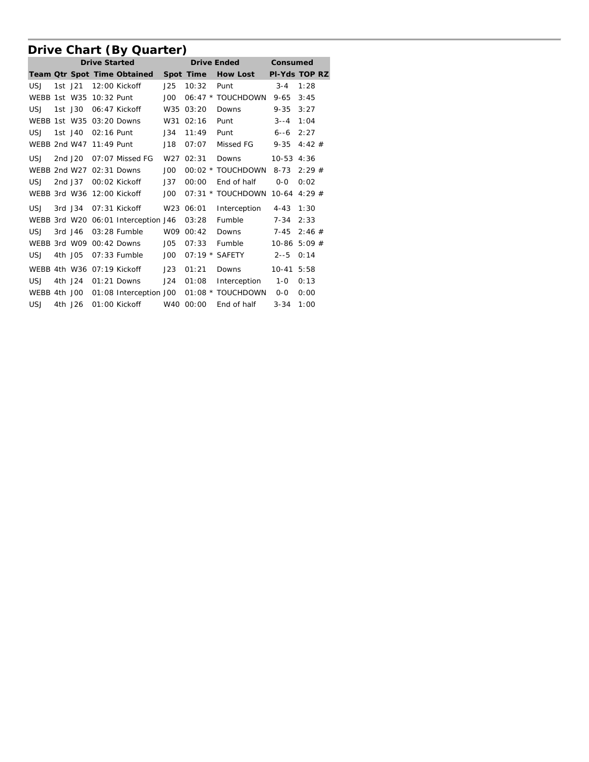## Drive Chart (By Quarter)

| Drive Started | | | | | Drive Ended | | | Consumed | | |
|---|---|---|---|---|---|---|---|---|---|---|
| Team | Qtr | Spot | Time | Obtained | Spot | Time | How Lost | Pl-Yds | TOP | RZ |
| USJ | 1st | J21 | 12:00 | Kickoff | J25 | 10:32 | Punt | 3-4 | 1:28 | |
| WEBB | 1st | W35 | 10:32 | Punt | J00 | 06:47 * | TOUCHDOWN | 9-65 | 3:45 | |
| USJ | 1st | J30 | 06:47 | Kickoff | W35 | 03:20 | Downs | 9-35 | 3:27 | |
| WEBB | 1st | W35 | 03:20 | Downs | W31 | 02:16 | Punt | 3--4 | 1:04 | |
| USJ | 1st | J40 | 02:16 | Punt | J34 | 11:49 | Punt | 6--6 | 2:27 | |
| WEBB | 2nd | W47 | 11:49 | Punt | J18 | 07:07 | Missed FG | 9-35 | 4:42 | # |
| USJ | 2nd | J20 | 07:07 | Missed FG | W27 | 02:31 | Downs | 10-53 | 4:36 | |
| WEBB | 2nd | W27 | 02:31 | Downs | J00 | 00:02 * | TOUCHDOWN | 8-73 | 2:29 | # |
| USJ | 2nd | J37 | 00:02 | Kickoff | J37 | 00:00 | End of half | 0-0 | 0:02 | |
| WEBB | 3rd | W36 | 12:00 | Kickoff | J00 | 07:31 * | TOUCHDOWN | 10-64 | 4:29 | # |
| USJ | 3rd | J34 | 07:31 | Kickoff | W23 | 06:01 | Interception | 4-43 | 1:30 | |
| WEBB | 3rd | W20 | 06:01 | Interception | J46 | 03:28 | Fumble | 7-34 | 2:33 | |
| USJ | 3rd | J46 | 03:28 | Fumble | W09 | 00:42 | Downs | 7-45 | 2:46 | # |
| WEBB | 3rd | W09 | 00:42 | Downs | J05 | 07:33 | Fumble | 10-86 | 5:09 | # |
| USJ | 4th | J05 | 07:33 | Fumble | J00 | 07:19 * | SAFETY | 2--5 | 0:14 | |
| WEBB | 4th | W36 | 07:19 | Kickoff | J23 | 01:21 | Downs | 10-41 | 5:58 | |
| USJ | 4th | J24 | 01:21 | Downs | J24 | 01:08 | Interception | 1-0 | 0:13 | |
| WEBB | 4th | J00 | 01:08 | Interception | J00 | 01:08 * | TOUCHDOWN | 0-0 | 0:00 | |
| USJ | 4th | J26 | 01:00 | Kickoff | W40 | 00:00 | End of half | 3-34 | 1:00 | |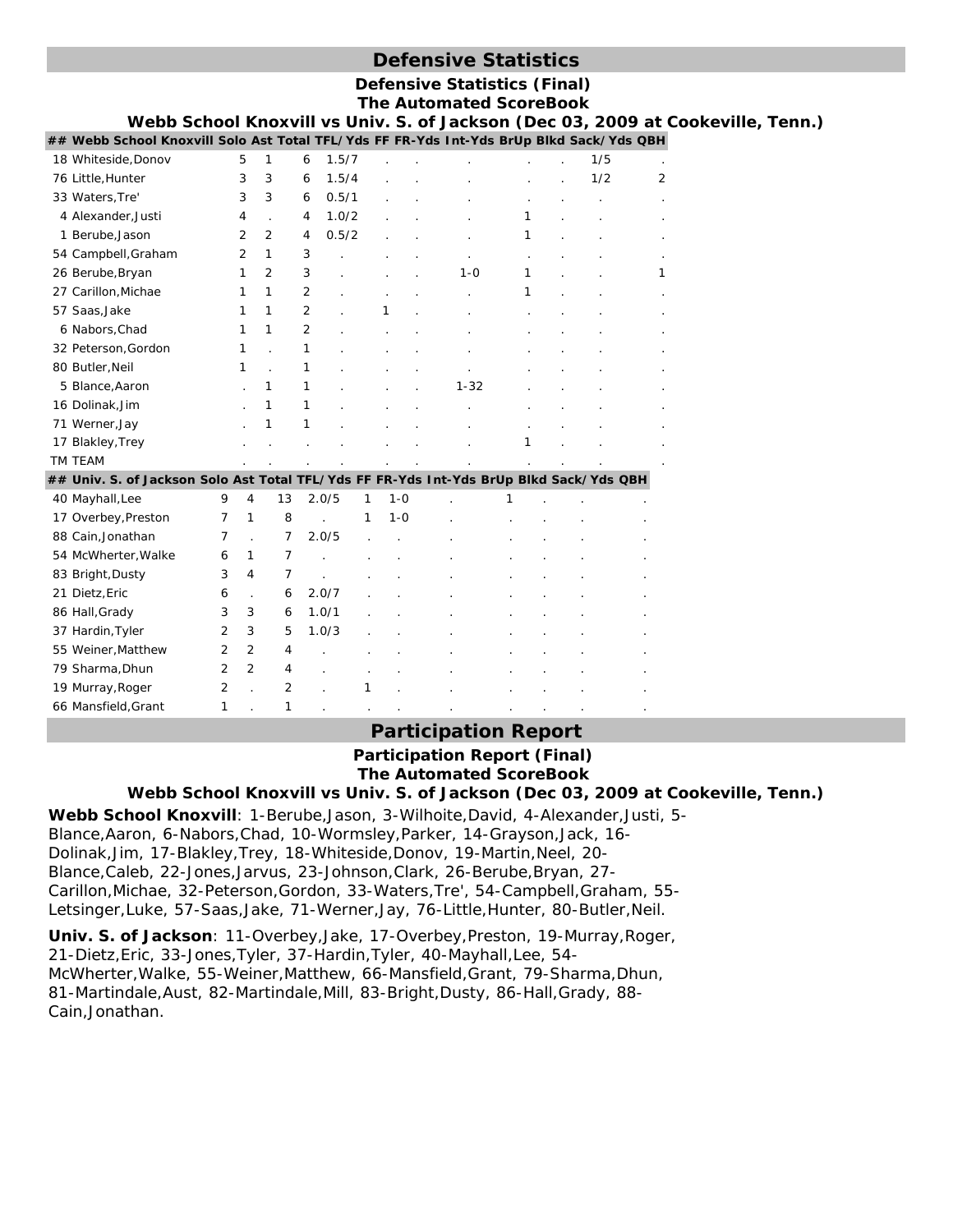# Defensive Statistics

**Defensive Statistics (Final)**
**The Automated ScoreBook**
**Webb School Knoxvill vs Univ. S. of Jackson (Dec 03, 2009 at Cookeville, Tenn.)**

| ## Webb School Knoxvill | Solo | Ast | Total | TFL/Yds | FF | FR-Yds | Int-Yds | BrUp | Blkd | Sack/Yds | QBH |
|---|---|---|---|---|---|---|---|---|---|---|---|
| 18 Whiteside,Donov | 5 | 1 | 6 | 1.5/7 | . | . | . | . | . | 1/5 | . |
| 76 Little,Hunter | 3 | 3 | 6 | 1.5/4 | . | . | . | . | . | 1/2 | 2 |
| 33 Waters,Tre' | 3 | 3 | 6 | 0.5/1 | . | . | . | . | . | . | . |
| 4 Alexander,Justi | 4 | . | 4 | 1.0/2 | . | . | . | 1 | . | . | . |
| 1 Berube,Jason | 2 | 2 | 4 | 0.5/2 | . | . | . | 1 | . | . | . |
| 54 Campbell,Graham | 2 | 1 | 3 | . | . | . | . | . | . | . | . |
| 26 Berube,Bryan | 1 | 2 | 3 | . | . | . | 1-0 | 1 | . | . | 1 |
| 27 Carillon,Michae | 1 | 1 | 2 | . | . | . | . | 1 | . | . | . |
| 57 Saas,Jake | 1 | 1 | 2 | . | 1 | . | . | . | . | . | . |
| 6 Nabors,Chad | 1 | 1 | 2 | . | . | . | . | . | . | . | . |
| 32 Peterson,Gordon | 1 | . | 1 | . | . | . | . | . | . | . | . |
| 80 Butler,Neil | 1 | . | 1 | . | . | . | . | . | . | . | . |
| 5 Blance,Aaron | . | 1 | 1 | . | . | . | 1-32 | . | . | . | . |
| 16 Dolinak,Jim | . | 1 | 1 | . | . | . | . | . | . | . | . |
| 71 Werner,Jay | . | 1 | 1 | . | . | . | . | . | . | . | . |
| 17 Blakley,Trey | . | . | . | . | . | . | . | 1 | . | . | . |
| TM TEAM | . | . | . | . | . | . | . | . | . | . | . |

| ## Univ. S. of Jackson | Solo | Ast | Total | TFL/Yds | FF | FR-Yds | Int-Yds | BrUp | Blkd | Sack/Yds | QBH |
|---|---|---|---|---|---|---|---|---|---|---|---|
| 40 Mayhall,Lee | 9 | 4 | 13 | 2.0/5 | 1 | 1-0 | . | 1 | . | . | . |
| 17 Overbey,Preston | 7 | 1 | 8 | . | 1 | 1-0 | . | . | . | . | . |
| 88 Cain,Jonathan | 7 | . | 7 | 2.0/5 | . | . | . | . | . | . | . |
| 54 McWherter,Walke | 6 | 1 | 7 | . | . | . | . | . | . | . | . |
| 83 Bright,Dusty | 3 | 4 | 7 | . | . | . | . | . | . | . | . |
| 21 Dietz,Eric | 6 | . | 6 | 2.0/7 | . | . | . | . | . | . | . |
| 86 Hall,Grady | 3 | 3 | 6 | 1.0/1 | . | . | . | . | . | . | . |
| 37 Hardin,Tyler | 2 | 3 | 5 | 1.0/3 | . | . | . | . | . | . | . |
| 55 Weiner,Matthew | 2 | 2 | 4 | . | . | . | . | . | . | . | . |
| 79 Sharma,Dhun | 2 | 2 | 4 | . | . | . | . | . | . | . | . |
| 19 Murray,Roger | 2 | . | 2 | . | 1 | . | . | . | . | . | . |
| 66 Mansfield,Grant | 1 | . | 1 | . | . | . | . | . | . | . | . |

# Participation Report

**Participation Report (Final)**
**The Automated ScoreBook**
**Webb School Knoxvill vs Univ. S. of Jackson (Dec 03, 2009 at Cookeville, Tenn.)**

**Webb School Knoxvill**: 1-Berube,Jason, 3-Wilhoite,David, 4-Alexander,Justi, 5-Blance,Aaron, 6-Nabors,Chad, 10-Wormsley,Parker, 14-Grayson,Jack, 16-Dolinak,Jim, 17-Blakley,Trey, 18-Whiteside,Donov, 19-Martin,Neel, 20-Blance,Caleb, 22-Jones,Jarvus, 23-Johnson,Clark, 26-Berube,Bryan, 27-Carillon,Michae, 32-Peterson,Gordon, 33-Waters,Tre', 54-Campbell,Graham, 55-Letsinger,Luke, 57-Saas,Jake, 71-Werner,Jay, 76-Little,Hunter, 80-Butler,Neil.

**Univ. S. of Jackson**: 11-Overbey,Jake, 17-Overbey,Preston, 19-Murray,Roger, 21-Dietz,Eric, 33-Jones,Tyler, 37-Hardin,Tyler, 40-Mayhall,Lee, 54-McWherter,Walke, 55-Weiner,Matthew, 66-Mansfield,Grant, 79-Sharma,Dhun, 81-Martindale,Aust, 82-Martindale,Mill, 83-Bright,Dusty, 86-Hall,Grady, 88-Cain,Jonathan.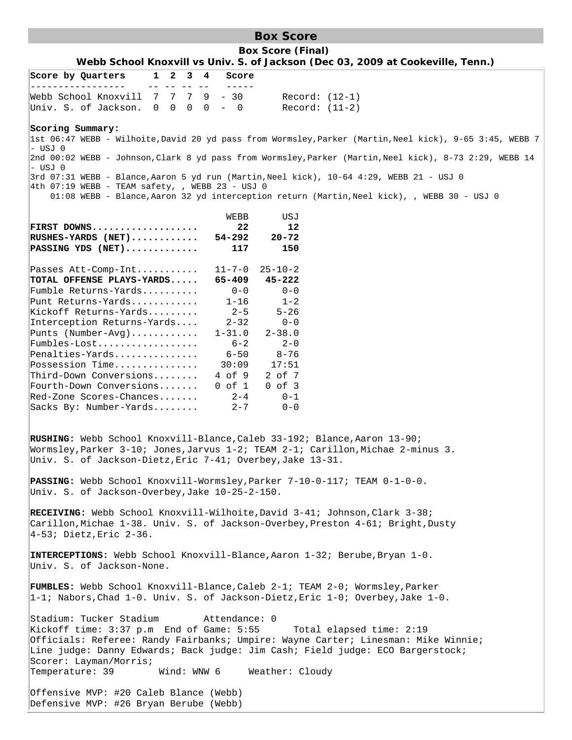# Box Score

## Box Score (Final)

### Webb School Knoxvill vs Univ. S. of Jackson (Dec 03, 2009 at Cookeville, Tenn.)

| Score by Quarters | 1 | 2 | 3 | 4 | Score | |
|---|---|---|---|---|---|---|
| Webb School Knoxvill | 7 | 7 | 7 | 9 | 30 | Record: (12-1) |
| Univ. S. of Jackson. | 0 | 0 | 0 | 0 | 0 | Record: (11-2) |

**Scoring Summary:**

1st 06:47 WEBB - Wilhoite,David 20 yd pass from Wormsley,Parker (Martin,Neel kick), 9-65 3:45, WEBB 7 - USJ 0

2nd 00:02 WEBB - Johnson,Clark 8 yd pass from Wormsley,Parker (Martin,Neel kick), 8-73 2:29, WEBB 14 - USJ 0

3rd 07:31 WEBB - Blance,Aaron 5 yd run (Martin,Neel kick), 10-64 4:29, WEBB 21 - USJ 0

4th 07:19 WEBB - TEAM safety, , WEBB 23 - USJ 0

01:08 WEBB - Blance,Aaron 32 yd interception return (Martin,Neel kick), , WEBB 30 - USJ 0

| | WEBB | USJ |
|---|---|---|
| **FIRST DOWNS** | **22** | **12** |
| **RUSHES-YARDS (NET)** | **54-292** | **20-72** |
| **PASSING YDS (NET)** | **117** | **150** |
| Passes Att-Comp-Int | 11-7-0 | 25-10-2 |
| **TOTAL OFFENSE PLAYS-YARDS** | **65-409** | **45-222** |
| Fumble Returns-Yards | 0-0 | 0-0 |
| Punt Returns-Yards | 1-16 | 1-2 |
| Kickoff Returns-Yards | 2-5 | 5-26 |
| Interception Returns-Yards | 2-32 | 0-0 |
| Punts (Number-Avg) | 1-31.0 | 2-38.0 |
| Fumbles-Lost | 6-2 | 2-0 |
| Penalties-Yards | 6-50 | 8-76 |
| Possession Time | 30:09 | 17:51 |
| Third-Down Conversions | 4 of 9 | 2 of 7 |
| Fourth-Down Conversions | 0 of 1 | 0 of 3 |
| Red-Zone Scores-Chances | 2-4 | 0-1 |
| Sacks By: Number-Yards | 2-7 | 0-0 |

**RUSHING:** Webb School Knoxvill-Blance,Caleb 33-192; Blance,Aaron 13-90; Wormsley,Parker 3-10; Jones,Jarvus 1-2; TEAM 2-1; Carillon,Michae 2-minus 3. Univ. S. of Jackson-Dietz,Eric 7-41; Overbey,Jake 13-31.

**PASSING:** Webb School Knoxvill-Wormsley,Parker 7-10-0-117; TEAM 0-1-0-0. Univ. S. of Jackson-Overbey,Jake 10-25-2-150.

**RECEIVING:** Webb School Knoxvill-Wilhoite,David 3-41; Johnson,Clark 3-38; Carillon,Michae 1-38. Univ. S. of Jackson-Overbey,Preston 4-61; Bright,Dusty 4-53; Dietz,Eric 2-36.

**INTERCEPTIONS:** Webb School Knoxvill-Blance,Aaron 1-32; Berube,Bryan 1-0. Univ. S. of Jackson-None.

**FUMBLES:** Webb School Knoxvill-Blance,Caleb 2-1; TEAM 2-0; Wormsley,Parker 1-1; Nabors,Chad 1-0. Univ. S. of Jackson-Dietz,Eric 1-0; Overbey,Jake 1-0.

Stadium: Tucker Stadium Attendance: 0
Kickoff time: 3:37 p.m End of Game: 5:55 Total elapsed time: 2:19
Officials: Referee: Randy Fairbanks; Umpire: Wayne Carter; Linesman: Mike Winnie; Line judge: Danny Edwards; Back judge: Jim Cash; Field judge: ECO Bargerstock;
Scorer: Layman/Morris;
Temperature: 39 Wind: WNW 6 Weather: Cloudy

Offensive MVP: #20 Caleb Blance (Webb)
Defensive MVP: #26 Bryan Berube (Webb)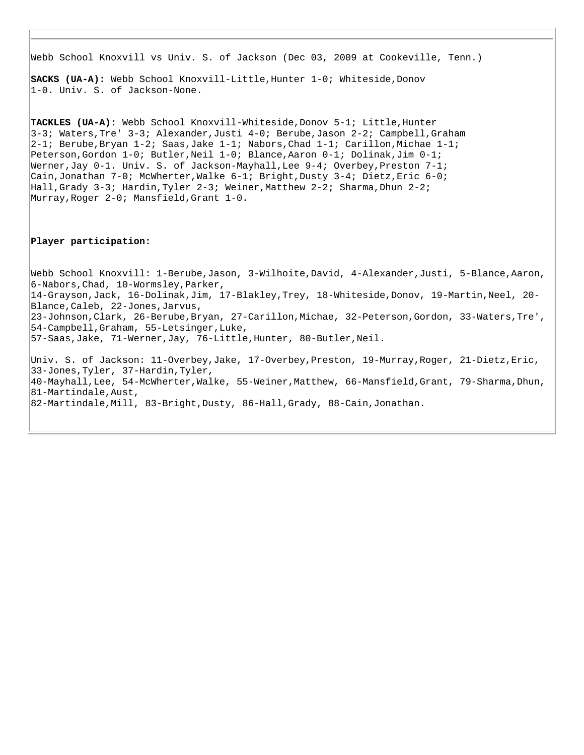Webb School Knoxvill vs Univ. S. of Jackson (Dec 03, 2009 at Cookeville, Tenn.)

**SACKS (UA-A):** Webb School Knoxvill-Little,Hunter 1-0; Whiteside,Donov 1-0. Univ. S. of Jackson-None.

**TACKLES (UA-A):** Webb School Knoxvill-Whiteside,Donov 5-1; Little,Hunter 3-3; Waters,Tre' 3-3; Alexander,Justi 4-0; Berube,Jason 2-2; Campbell,Graham 2-1; Berube,Bryan 1-2; Saas,Jake 1-1; Nabors,Chad 1-1; Carillon,Michae 1-1; Peterson,Gordon 1-0; Butler,Neil 1-0; Blance,Aaron 0-1; Dolinak,Jim 0-1; Werner,Jay 0-1. Univ. S. of Jackson-Mayhall,Lee 9-4; Overbey,Preston 7-1; Cain,Jonathan 7-0; McWherter,Walke 6-1; Bright,Dusty 3-4; Dietz,Eric 6-0; Hall,Grady 3-3; Hardin,Tyler 2-3; Weiner,Matthew 2-2; Sharma,Dhun 2-2; Murray,Roger 2-0; Mansfield,Grant 1-0.

**Player participation:**

Webb School Knoxvill: 1-Berube,Jason, 3-Wilhoite,David, 4-Alexander,Justi, 5-Blance,Aaron, 6-Nabors,Chad, 10-Wormsley,Parker, 14-Grayson,Jack, 16-Dolinak,Jim, 17-Blakley,Trey, 18-Whiteside,Donov, 19-Martin,Neel, 20-Blance,Caleb, 22-Jones,Jarvus, 23-Johnson,Clark, 26-Berube,Bryan, 27-Carillon,Michae, 32-Peterson,Gordon, 33-Waters,Tre', 54-Campbell,Graham, 55-Letsinger,Luke, 57-Saas,Jake, 71-Werner,Jay, 76-Little,Hunter, 80-Butler,Neil.

Univ. S. of Jackson: 11-Overbey,Jake, 17-Overbey,Preston, 19-Murray,Roger, 21-Dietz,Eric, 33-Jones,Tyler, 37-Hardin,Tyler, 40-Mayhall,Lee, 54-McWherter,Walke, 55-Weiner,Matthew, 66-Mansfield,Grant, 79-Sharma,Dhun, 81-Martindale,Aust, 82-Martindale,Mill, 83-Bright,Dusty, 86-Hall,Grady, 88-Cain,Jonathan.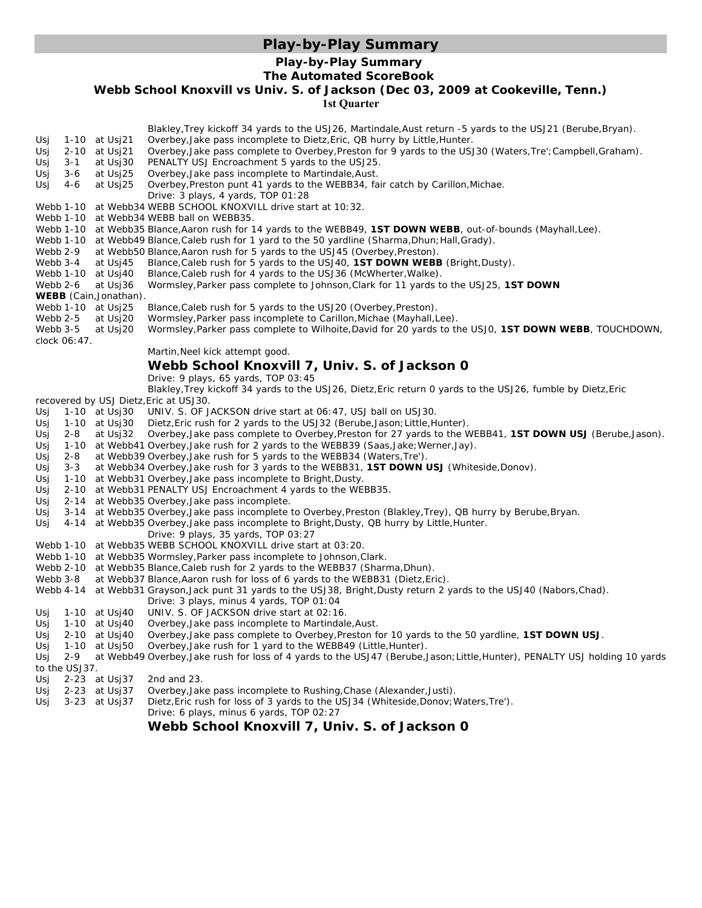# Play-by-Play Summary

## Play-by-Play Summary
## The Automated ScoreBook
## Webb School Knoxvill vs Univ. S. of Jackson (Dec 03, 2009 at Cookeville, Tenn.)
### 1st Quarter

Blakley,Trey kickoff 34 yards to the USJ26, Martindale,Aust return -5 yards to the USJ21 (Berube,Bryan).

Usj 1-10 at Usj21 Overbey,Jake pass incomplete to Dietz,Eric, QB hurry by Little,Hunter.
Usj 2-10 at Usj21 Overbey,Jake pass complete to Overbey,Preston for 9 yards to the USJ30 (Waters,Tre';Campbell,Graham).
Usj 3-1 at Usj30 PENALTY USJ Encroachment 5 yards to the USJ25.
Usj 3-6 at Usj25 Overbey,Jake pass incomplete to Martindale,Aust.
Usj 4-6 at Usj25 Overbey,Preston punt 41 yards to the WEBB34, fair catch by Carillon,Michae.

Drive: 3 plays, 4 yards, TOP 01:28

Webb 1-10 at Webb34 WEBB SCHOOL KNOXVILL drive start at 10:32.
Webb 1-10 at Webb34 WEBB ball on WEBB35.
Webb 1-10 at Webb35 Blance,Aaron rush for 14 yards to the WEBB49, **1ST DOWN WEBB**, out-of-bounds (Mayhall,Lee).
Webb 1-10 at Webb49 Blance,Caleb rush for 1 yard to the 50 yardline (Sharma,Dhun;Hall,Grady).
Webb 2-9 at Webb50 Blance,Aaron rush for 5 yards to the USJ45 (Overbey,Preston).
Webb 3-4 at Usj45 Blance,Caleb rush for 5 yards to the USJ40, **1ST DOWN WEBB** (Bright,Dusty).
Webb 1-10 at Usj40 Blance,Caleb rush for 4 yards to the USJ36 (McWherter,Walke).
Webb 2-6 at Usj36 Wormsley,Parker pass complete to Johnson,Clark for 11 yards to the USJ25, **1ST DOWN WEBB** (Cain,Jonathan).
Webb 1-10 at Usj25 Blance,Caleb rush for 5 yards to the USJ20 (Overbey,Preston).
Webb 2-5 at Usj20 Wormsley,Parker pass incomplete to Carillon,Michae (Mayhall,Lee).
Webb 3-5 at Usj20 Wormsley,Parker pass complete to Wilhoite,David for 20 yards to the USJ0, **1ST DOWN WEBB**, TOUCHDOWN, clock 06:47.

Martin,Neel kick attempt good.

**Webb School Knoxvill 7, Univ. S. of Jackson 0**

Drive: 9 plays, 65 yards, TOP 03:45

Blakley,Trey kickoff 34 yards to the USJ26, Dietz,Eric return 0 yards to the USJ26, fumble by Dietz,Eric recovered by USJ Dietz,Eric at USJ30.

Usj 1-10 at Usj30 UNIV. S. OF JACKSON drive start at 06:47, USJ ball on USJ30.
Usj 1-10 at Usj30 Dietz,Eric rush for 2 yards to the USJ32 (Berube,Jason;Little,Hunter).
Usj 2-8 at Usj32 Overbey,Jake pass complete to Overbey,Preston for 27 yards to the WEBB41, **1ST DOWN USJ** (Berube,Jason).
Usj 1-10 at Webb41 Overbey,Jake rush for 2 yards to the WEBB39 (Saas,Jake;Werner,Jay).
Usj 2-8 at Webb39 Overbey,Jake rush for 5 yards to the WEBB34 (Waters,Tre').
Usj 3-3 at Webb34 Overbey,Jake rush for 3 yards to the WEBB31, **1ST DOWN USJ** (Whiteside,Donov).
Usj 1-10 at Webb31 Overbey,Jake pass incomplete to Bright,Dusty.
Usj 2-10 at Webb31 PENALTY USJ Encroachment 4 yards to the WEBB35.
Usj 2-14 at Webb35 Overbey,Jake pass incomplete.
Usj 3-14 at Webb35 Overbey,Jake pass incomplete to Overbey,Preston (Blakley,Trey), QB hurry by Berube,Bryan.
Usj 4-14 at Webb35 Overbey,Jake pass incomplete to Bright,Dusty, QB hurry by Little,Hunter.

Drive: 9 plays, 35 yards, TOP 03:27

Webb 1-10 at Webb35 WEBB SCHOOL KNOXVILL drive start at 03:20.
Webb 1-10 at Webb35 Wormsley,Parker pass incomplete to Johnson,Clark.
Webb 2-10 at Webb35 Blance,Caleb rush for 2 yards to the WEBB37 (Sharma,Dhun).
Webb 3-8 at Webb37 Blance,Aaron rush for loss of 6 yards to the WEBB31 (Dietz,Eric).
Webb 4-14 at Webb31 Grayson,Jack punt 31 yards to the USJ38, Bright,Dusty return 2 yards to the USJ40 (Nabors,Chad).

Drive: 3 plays, minus 4 yards, TOP 01:04

Usj 1-10 at Usj40 UNIV. S. OF JACKSON drive start at 02:16.
Usj 1-10 at Usj40 Overbey,Jake pass incomplete to Martindale,Aust.
Usj 2-10 at Usj40 Overbey,Jake pass complete to Overbey,Preston for 10 yards to the 50 yardline, **1ST DOWN USJ**.
Usj 1-10 at Usj50 Overbey,Jake rush for 1 yard to the WEBB49 (Little,Hunter).
Usj 2-9 at Webb49 Overbey,Jake rush for loss of 4 yards to the USJ47 (Berube,Jason;Little,Hunter), PENALTY USJ holding 10 yards to the USJ37.
Usj 2-23 at Usj37 2nd and 23.
Usj 2-23 at Usj37 Overbey,Jake pass incomplete to Rushing,Chase (Alexander,Justi).
Usj 3-23 at Usj37 Dietz,Eric rush for loss of 3 yards to the USJ34 (Whiteside,Donov;Waters,Tre').

Drive: 6 plays, minus 6 yards, TOP 02:27

**Webb School Knoxvill 7, Univ. S. of Jackson 0**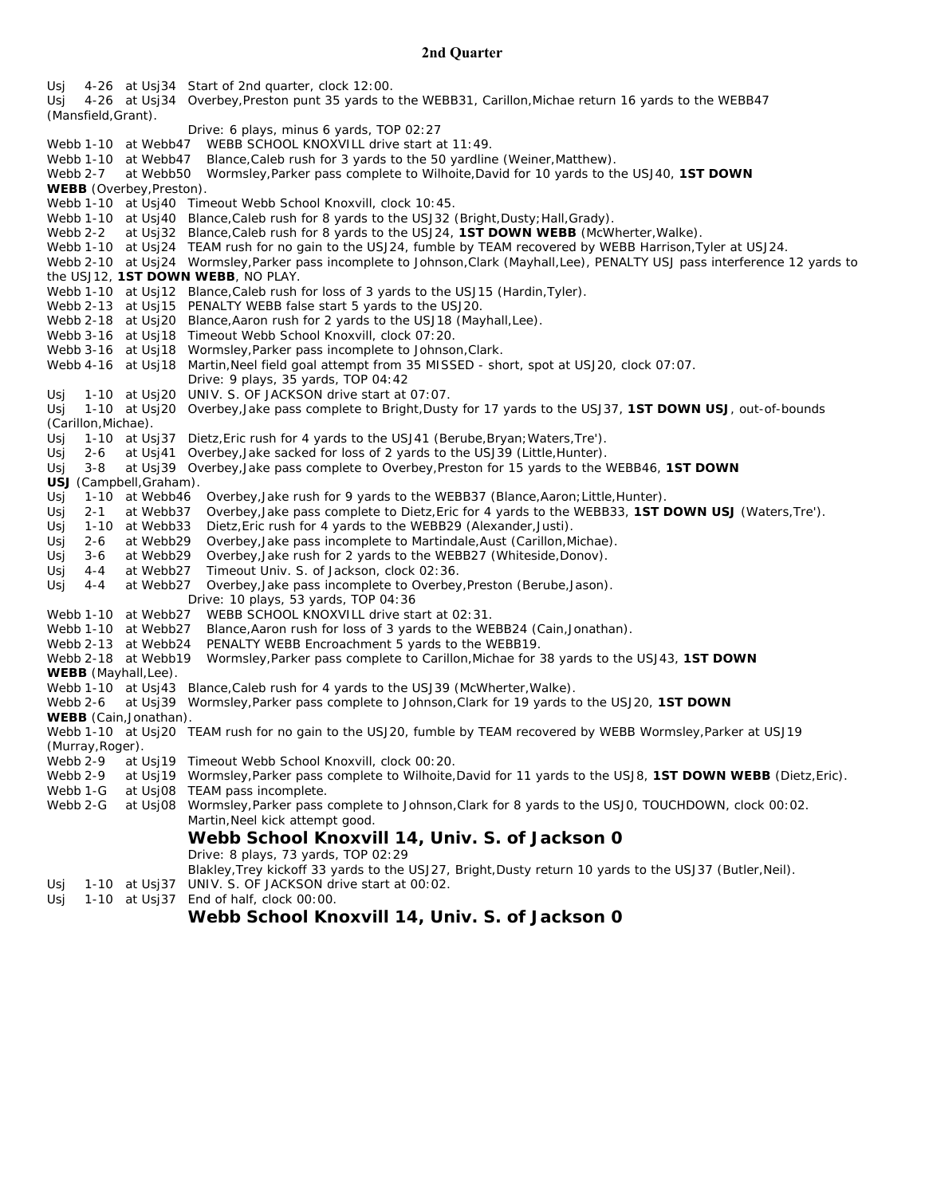## 2nd Quarter

Usj 4-26 at Usj34 Start of 2nd quarter, clock 12:00.
Usj 4-26 at Usj34 Overbey,Preston punt 35 yards to the WEBB31, Carillon,Michae return 16 yards to the WEBB47 (Mansfield,Grant).

Drive: 6 plays, minus 6 yards, TOP 02:27

Webb 1-10 at Webb47 WEBB SCHOOL KNOXVILL drive start at 11:49.
Webb 1-10 at Webb47 Blance,Caleb rush for 3 yards to the 50 yardline (Weiner,Matthew).
Webb 2-7 at Webb50 Wormsley,Parker pass complete to Wilhoite,David for 10 yards to the USJ40, **1ST DOWN WEBB** (Overbey,Preston).
Webb 1-10 at Usj40 Timeout Webb School Knoxvill, clock 10:45.
Webb 1-10 at Usj40 Blance,Caleb rush for 8 yards to the USJ32 (Bright,Dusty;Hall,Grady).
Webb 2-2 at Usj32 Blance,Caleb rush for 8 yards to the USJ24, **1ST DOWN WEBB** (McWherter,Walke).
Webb 1-10 at Usj24 TEAM rush for no gain to the USJ24, fumble by TEAM recovered by WEBB Harrison,Tyler at USJ24.
Webb 2-10 at Usj24 Wormsley,Parker pass incomplete to Johnson,Clark (Mayhall,Lee), PENALTY USJ pass interference 12 yards to the USJ12, **1ST DOWN WEBB**, NO PLAY.
Webb 1-10 at Usj12 Blance,Caleb rush for loss of 3 yards to the USJ15 (Hardin,Tyler).
Webb 2-13 at Usj15 PENALTY WEBB false start 5 yards to the USJ20.
Webb 2-18 at Usj20 Blance,Aaron rush for 2 yards to the USJ18 (Mayhall,Lee).
Webb 3-16 at Usj18 Timeout Webb School Knoxvill, clock 07:20.
Webb 3-16 at Usj18 Wormsley,Parker pass incomplete to Johnson,Clark.
Webb 4-16 at Usj18 Martin,Neel field goal attempt from 35 MISSED - short, spot at USJ20, clock 07:07.

Drive: 9 plays, 35 yards, TOP 04:42

Usj 1-10 at Usj20 UNIV. S. OF JACKSON drive start at 07:07.
Usj 1-10 at Usj20 Overbey,Jake pass complete to Bright,Dusty for 17 yards to the USJ37, **1ST DOWN USJ**, out-of-bounds (Carillon,Michae).
Usj 1-10 at Usj37 Dietz,Eric rush for 4 yards to the USJ41 (Berube,Bryan;Waters,Tre').
Usj 2-6 at Usj41 Overbey,Jake sacked for loss of 2 yards to the USJ39 (Little,Hunter).
Usj 3-8 at Usj39 Overbey,Jake pass complete to Overbey,Preston for 15 yards to the WEBB46, **1ST DOWN USJ** (Campbell,Graham).
Usj 1-10 at Webb46 Overbey,Jake rush for 9 yards to the WEBB37 (Blance,Aaron;Little,Hunter).
Usj 2-1 at Webb37 Overbey,Jake pass complete to Dietz,Eric for 4 yards to the WEBB33, **1ST DOWN USJ** (Waters,Tre').
Usj 1-10 at Webb33 Dietz,Eric rush for 4 yards to the WEBB29 (Alexander,Justi).
Usj 2-6 at Webb29 Overbey,Jake pass incomplete to Martindale,Aust (Carillon,Michae).
Usj 3-6 at Webb29 Overbey,Jake rush for 2 yards to the WEBB27 (Whiteside,Donov).
Usj 4-4 at Webb27 Timeout Univ. S. of Jackson, clock 02:36.
Usj 4-4 at Webb27 Overbey,Jake pass incomplete to Overbey,Preston (Berube,Jason).

Drive: 10 plays, 53 yards, TOP 04:36

Webb 1-10 at Webb27 WEBB SCHOOL KNOXVILL drive start at 02:31.
Webb 1-10 at Webb27 Blance,Aaron rush for loss of 3 yards to the WEBB24 (Cain,Jonathan).
Webb 2-13 at Webb24 PENALTY WEBB Encroachment 5 yards to the WEBB19.
Webb 2-18 at Webb19 Wormsley,Parker pass complete to Carillon,Michae for 38 yards to the USJ43, **1ST DOWN WEBB** (Mayhall,Lee).
Webb 1-10 at Usj43 Blance,Caleb rush for 4 yards to the USJ39 (McWherter,Walke).
Webb 2-6 at Usj39 Wormsley,Parker pass complete to Johnson,Clark for 19 yards to the USJ20, **1ST DOWN WEBB** (Cain,Jonathan).
Webb 1-10 at Usj20 TEAM rush for no gain to the USJ20, fumble by TEAM recovered by WEBB Wormsley,Parker at USJ19 (Murray,Roger).
Webb 2-9 at Usj19 Timeout Webb School Knoxvill, clock 00:20.
Webb 2-9 at Usj19 Wormsley,Parker pass complete to Wilhoite,David for 11 yards to the USJ8, **1ST DOWN WEBB** (Dietz,Eric).
Webb 1-G at Usj08 TEAM pass incomplete.
Webb 2-G at Usj08 Wormsley,Parker pass complete to Johnson,Clark for 8 yards to the USJ0, TOUCHDOWN, clock 00:02.
Martin,Neel kick attempt good.

### Webb School Knoxvill 14, Univ. S. of Jackson 0

Drive: 8 plays, 73 yards, TOP 02:29

Blakley,Trey kickoff 33 yards to the USJ27, Bright,Dusty return 10 yards to the USJ37 (Butler,Neil).

Usj 1-10 at Usj37 UNIV. S. OF JACKSON drive start at 00:02.
Usj 1-10 at Usj37 End of half, clock 00:00.

### Webb School Knoxvill 14, Univ. S. of Jackson 0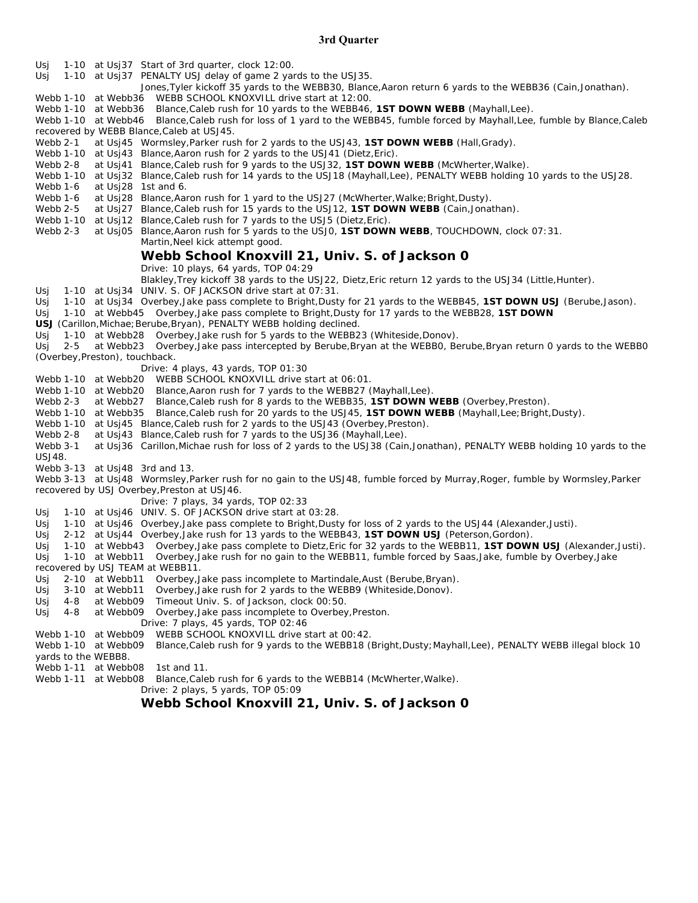## 3rd Quarter

Usj 1-10 at Usj37 Start of 3rd quarter, clock 12:00.
Usj 1-10 at Usj37 PENALTY USJ delay of game 2 yards to the USJ35.
Jones,Tyler kickoff 35 yards to the WEBB30, Blance,Aaron return 6 yards to the WEBB36 (Cain,Jonathan).
Webb 1-10 at Webb36 WEBB SCHOOL KNOXVILL drive start at 12:00.
Webb 1-10 at Webb36 Blance,Caleb rush for 10 yards to the WEBB46, **1ST DOWN WEBB** (Mayhall,Lee).
Webb 1-10 at Webb46 Blance,Caleb rush for loss of 1 yard to the WEBB45, fumble forced by Mayhall,Lee, fumble by Blance,Caleb recovered by WEBB Blance,Caleb at USJ45.
Webb 2-1 at Usj45 Wormsley,Parker rush for 2 yards to the USJ43, **1ST DOWN WEBB** (Hall,Grady).
Webb 1-10 at Usj43 Blance,Aaron rush for 2 yards to the USJ41 (Dietz,Eric).
Webb 2-8 at Usj41 Blance,Caleb rush for 9 yards to the USJ32, **1ST DOWN WEBB** (McWherter,Walke).
Webb 1-10 at Usj32 Blance,Caleb rush for 14 yards to the USJ18 (Mayhall,Lee), PENALTY WEBB holding 10 yards to the USJ28.
Webb 1-6 at Usj28 1st and 6.
Webb 1-6 at Usj28 Blance,Aaron rush for 1 yard to the USJ27 (McWherter,Walke;Bright,Dusty).
Webb 2-5 at Usj27 Blance,Caleb rush for 15 yards to the USJ12, **1ST DOWN WEBB** (Cain,Jonathan).
Webb 1-10 at Usj12 Blance,Caleb rush for 7 yards to the USJ5 (Dietz,Eric).
Webb 2-3 at Usj05 Blance,Aaron rush for 5 yards to the USJ0, **1ST DOWN WEBB**, TOUCHDOWN, clock 07:31.
Martin,Neel kick attempt good.

### Webb School Knoxvill 21, Univ. S. of Jackson 0

Drive: 10 plays, 64 yards, TOP 04:29
Blakley,Trey kickoff 38 yards to the USJ22, Dietz,Eric return 12 yards to the USJ34 (Little,Hunter).
Usj 1-10 at Usj34 UNIV. S. OF JACKSON drive start at 07:31.
Usj 1-10 at Usj34 Overbey,Jake pass complete to Bright,Dusty for 21 yards to the WEBB45, **1ST DOWN USJ** (Berube,Jason).
Usj 1-10 at Webb45 Overbey,Jake pass complete to Bright,Dusty for 17 yards to the WEBB28, **1ST DOWN USJ** (Carillon,Michae;Berube,Bryan), PENALTY WEBB holding declined.
Usj 1-10 at Webb28 Overbey,Jake rush for 5 yards to the WEBB23 (Whiteside,Donov).
Usj 2-5 at Webb23 Overbey,Jake pass intercepted by Berube,Bryan at the WEBB0, Berube,Bryan return 0 yards to the WEBB0 (Overbey,Preston), touchback.
Drive: 4 plays, 43 yards, TOP 01:30
Webb 1-10 at Webb20 WEBB SCHOOL KNOXVILL drive start at 06:01.
Webb 1-10 at Webb20 Blance,Aaron rush for 7 yards to the WEBB27 (Mayhall,Lee).
Webb 2-3 at Webb27 Blance,Caleb rush for 8 yards to the WEBB35, **1ST DOWN WEBB** (Overbey,Preston).
Webb 1-10 at Webb35 Blance,Caleb rush for 20 yards to the USJ45, **1ST DOWN WEBB** (Mayhall,Lee;Bright,Dusty).
Webb 1-10 at Usj45 Blance,Caleb rush for 2 yards to the USJ43 (Overbey,Preston).
Webb 2-8 at Usj43 Blance,Caleb rush for 7 yards to the USJ36 (Mayhall,Lee).
Webb 3-1 at Usj36 Carillon,Michae rush for loss of 2 yards to the USJ38 (Cain,Jonathan), PENALTY WEBB holding 10 yards to the USJ48.
Webb 3-13 at Usj48 3rd and 13.
Webb 3-13 at Usj48 Wormsley,Parker rush for no gain to the USJ48, fumble forced by Murray,Roger, fumble by Wormsley,Parker recovered by USJ Overbey,Preston at USJ46.
Drive: 7 plays, 34 yards, TOP 02:33
Usj 1-10 at Usj46 UNIV. S. OF JACKSON drive start at 03:28.
Usj 1-10 at Usj46 Overbey,Jake pass complete to Bright,Dusty for loss of 2 yards to the USJ44 (Alexander,Justi).
Usj 2-12 at Usj44 Overbey,Jake rush for 13 yards to the WEBB43, **1ST DOWN USJ** (Peterson,Gordon).
Usj 1-10 at Webb43 Overbey,Jake pass complete to Dietz,Eric for 32 yards to the WEBB11, **1ST DOWN USJ** (Alexander,Justi).
Usj 1-10 at Webb11 Overbey,Jake rush for no gain to the WEBB11, fumble forced by Saas,Jake, fumble by Overbey,Jake recovered by USJ TEAM at WEBB11.
Usj 2-10 at Webb11 Overbey,Jake pass incomplete to Martindale,Aust (Berube,Bryan).
Usj 3-10 at Webb11 Overbey,Jake rush for 2 yards to the WEBB9 (Whiteside,Donov).
Usj 4-8 at Webb09 Timeout Univ. S. of Jackson, clock 00:50.
Usj 4-8 at Webb09 Overbey,Jake pass incomplete to Overbey,Preston.
Drive: 7 plays, 45 yards, TOP 02:46
Webb 1-10 at Webb09 WEBB SCHOOL KNOXVILL drive start at 00:42.
Webb 1-10 at Webb09 Blance,Caleb rush for 9 yards to the WEBB18 (Bright,Dusty;Mayhall,Lee), PENALTY WEBB illegal block 10 yards to the WEBB8.
Webb 1-11 at Webb08 1st and 11.
Webb 1-11 at Webb08 Blance,Caleb rush for 6 yards to the WEBB14 (McWherter,Walke).
Drive: 2 plays, 5 yards, TOP 05:09

### Webb School Knoxvill 21, Univ. S. of Jackson 0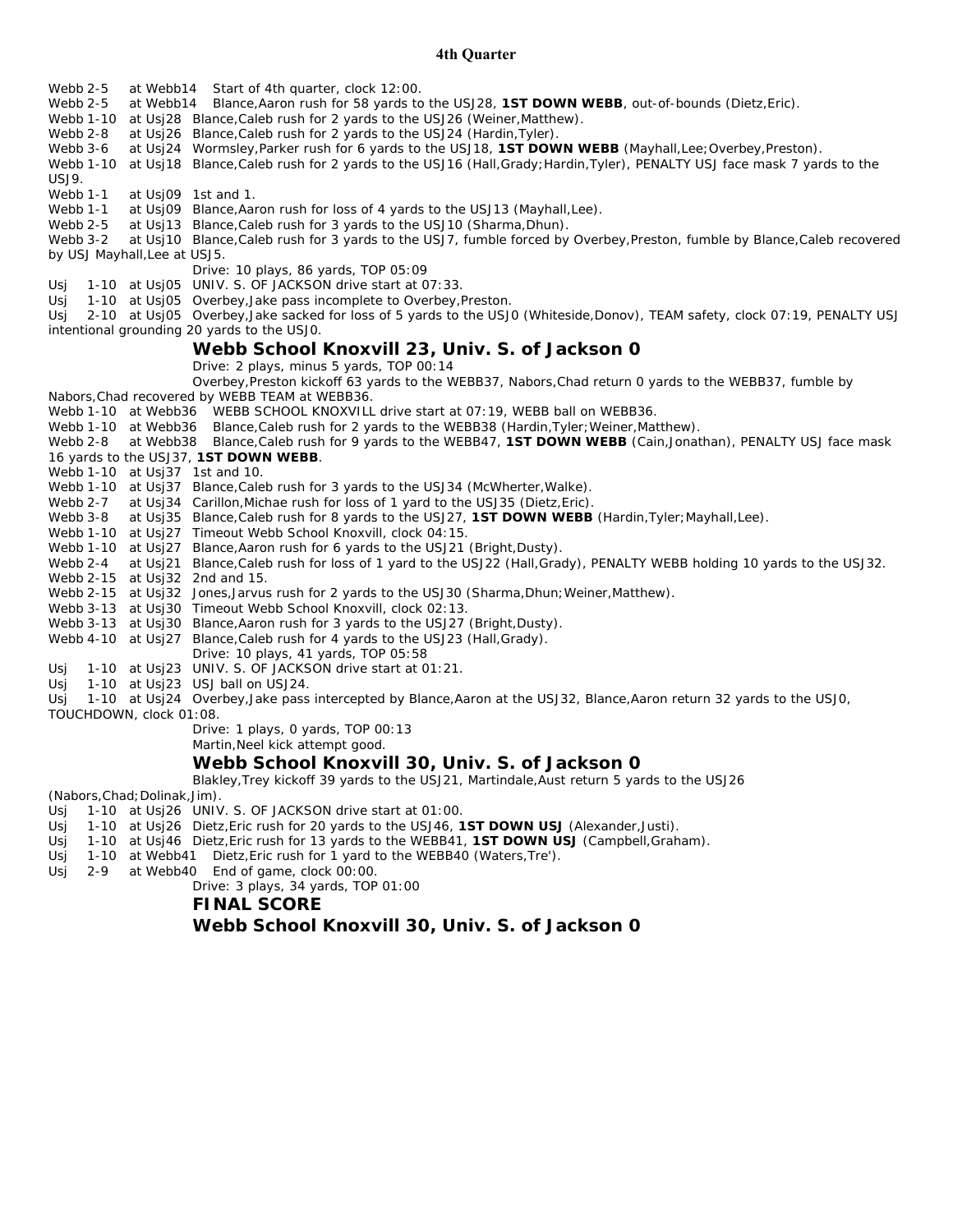## 4th Quarter

Webb 2-5 at Webb14 Start of 4th quarter, clock 12:00.
Webb 2-5 at Webb14 Blance,Aaron rush for 58 yards to the USJ28, **1ST DOWN WEBB**, out-of-bounds (Dietz,Eric).
Webb 1-10 at Usj28 Blance,Caleb rush for 2 yards to the USJ26 (Weiner,Matthew).
Webb 2-8 at Usj26 Blance,Caleb rush for 2 yards to the USJ24 (Hardin,Tyler).
Webb 3-6 at Usj24 Wormsley,Parker rush for 6 yards to the USJ18, **1ST DOWN WEBB** (Mayhall,Lee;Overbey,Preston).
Webb 1-10 at Usj18 Blance,Caleb rush for 2 yards to the USJ16 (Hall,Grady;Hardin,Tyler), PENALTY USJ face mask 7 yards to the USJ9.
Webb 1-1 at Usj09 1st and 1.
Webb 1-1 at Usj09 Blance,Aaron rush for loss of 4 yards to the USJ13 (Mayhall,Lee).
Webb 2-5 at Usj13 Blance,Caleb rush for 3 yards to the USJ10 (Sharma,Dhun).
Webb 3-2 at Usj10 Blance,Caleb rush for 3 yards to the USJ7, fumble forced by Overbey,Preston, fumble by Blance,Caleb recovered by USJ Mayhall,Lee at USJ5.

Drive: 10 plays, 86 yards, TOP 05:09

Usj 1-10 at Usj05 UNIV. S. OF JACKSON drive start at 07:33.
Usj 1-10 at Usj05 Overbey,Jake pass incomplete to Overbey,Preston.
Usj 2-10 at Usj05 Overbey,Jake sacked for loss of 5 yards to the USJ0 (Whiteside,Donov), TEAM safety, clock 07:19, PENALTY USJ intentional grounding 20 yards to the USJ0.

### Webb School Knoxvill 23, Univ. S. of Jackson 0

Drive: 2 plays, minus 5 yards, TOP 00:14

Overbey,Preston kickoff 63 yards to the WEBB37, Nabors,Chad return 0 yards to the WEBB37, fumble by Nabors,Chad recovered by WEBB TEAM at WEBB36.

Webb 1-10 at Webb36 WEBB SCHOOL KNOXVILL drive start at 07:19, WEBB ball on WEBB36.
Webb 1-10 at Webb36 Blance,Caleb rush for 2 yards to the WEBB38 (Hardin,Tyler;Weiner,Matthew).
Webb 2-8 at Webb38 Blance,Caleb rush for 9 yards to the WEBB47, **1ST DOWN WEBB** (Cain,Jonathan), PENALTY USJ face mask 16 yards to the USJ37, **1ST DOWN WEBB**.
Webb 1-10 at Usj37 1st and 10.
Webb 1-10 at Usj37 Blance,Caleb rush for 3 yards to the USJ34 (McWherter,Walke).
Webb 2-7 at Usj34 Carillon,Michae rush for loss of 1 yard to the USJ35 (Dietz,Eric).
Webb 3-8 at Usj35 Blance,Caleb rush for 8 yards to the USJ27, **1ST DOWN WEBB** (Hardin,Tyler;Mayhall,Lee).
Webb 1-10 at Usj27 Timeout Webb School Knoxvill, clock 04:15.
Webb 1-10 at Usj27 Blance,Aaron rush for 6 yards to the USJ21 (Bright,Dusty).
Webb 2-4 at Usj21 Blance,Caleb rush for loss of 1 yard to the USJ22 (Hall,Grady), PENALTY WEBB holding 10 yards to the USJ32.
Webb 2-15 at Usj32 2nd and 15.
Webb 2-15 at Usj32 Jones,Jarvus rush for 2 yards to the USJ30 (Sharma,Dhun;Weiner,Matthew).
Webb 3-13 at Usj30 Timeout Webb School Knoxvill, clock 02:13.
Webb 3-13 at Usj30 Blance,Aaron rush for 3 yards to the USJ27 (Bright,Dusty).
Webb 4-10 at Usj27 Blance,Caleb rush for 4 yards to the USJ23 (Hall,Grady).

Drive: 10 plays, 41 yards, TOP 05:58

Usj 1-10 at Usj23 UNIV. S. OF JACKSON drive start at 01:21.
Usj 1-10 at Usj23 USJ ball on USJ24.
Usj 1-10 at Usj24 Overbey,Jake pass intercepted by Blance,Aaron at the USJ32, Blance,Aaron return 32 yards to the USJ0, TOUCHDOWN, clock 01:08.

Drive: 1 plays, 0 yards, TOP 00:13

Martin,Neel kick attempt good.

### Webb School Knoxvill 30, Univ. S. of Jackson 0

Blakley,Trey kickoff 39 yards to the USJ21, Martindale,Aust return 5 yards to the USJ26 (Nabors,Chad;Dolinak,Jim).

Usj 1-10 at Usj26 UNIV. S. OF JACKSON drive start at 01:00.
Usj 1-10 at Usj26 Dietz,Eric rush for 20 yards to the USJ46, **1ST DOWN USJ** (Alexander,Justi).
Usj 1-10 at Usj46 Dietz,Eric rush for 13 yards to the WEBB41, **1ST DOWN USJ** (Campbell,Graham).
Usj 1-10 at Webb41 Dietz,Eric rush for 1 yard to the WEBB40 (Waters,Tre').
Usj 2-9 at Webb40 End of game, clock 00:00.

Drive: 3 plays, 34 yards, TOP 01:00

### FINAL SCORE

### Webb School Knoxvill 30, Univ. S. of Jackson 0